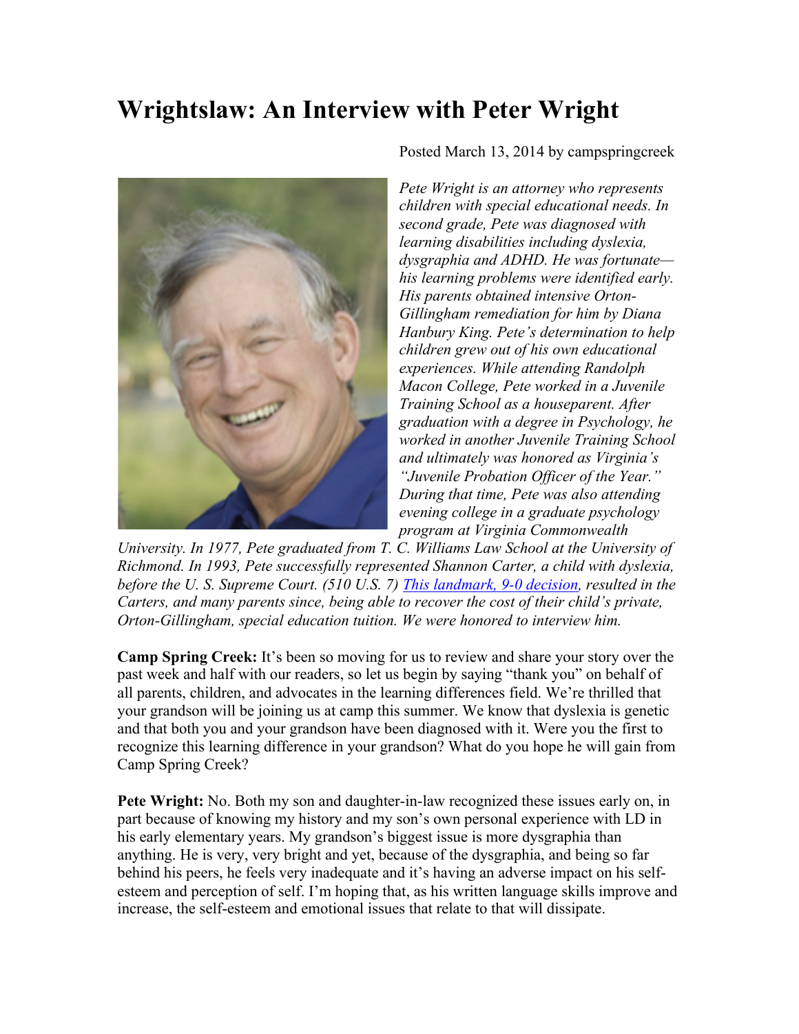# Wrightslaw: An Interview with Peter Wright

Posted March 13, 2014 by campspringcreek

*Pete Wright is an attorney who represents children with special educational needs. In second grade, Pete was diagnosed with learning disabilities including dyslexia, dysgraphia and ADHD. He was fortunate—his learning problems were identified early. His parents obtained intensive Orton-Gillingham remediation for him by Diana Hanbury King. Pete's determination to help children grew out of his own educational experiences. While attending Randolph Macon College, Pete worked in a Juvenile Training School as a houseparent. After graduation with a degree in Psychology, he worked in another Juvenile Training School and ultimately was honored as Virginia's "Juvenile Probation Officer of the Year." During that time, Pete was also attending evening college in a graduate psychology program at Virginia Commonwealth University. In 1977, Pete graduated from T. C. Williams Law School at the University of Richmond. In 1993, Pete successfully represented Shannon Carter, a child with dyslexia, before the U. S. Supreme Court. (510 U.S. 7) [This landmark, 9-0 decision](), resulted in the Carters, and many parents since, being able to recover the cost of their child's private, Orton-Gillingham, special education tuition. We were honored to interview him.*

**Camp Spring Creek:** It's been so moving for us to review and share your story over the past week and half with our readers, so let us begin by saying "thank you" on behalf of all parents, children, and advocates in the learning differences field. We're thrilled that your grandson will be joining us at camp this summer. We know that dyslexia is genetic and that both you and your grandson have been diagnosed with it. Were you the first to recognize this learning difference in your grandson? What do you hope he will gain from Camp Spring Creek?

**Pete Wright:** No. Both my son and daughter-in-law recognized these issues early on, in part because of knowing my history and my son's own personal experience with LD in his early elementary years. My grandson's biggest issue is more dysgraphia than anything. He is very, very bright and yet, because of the dysgraphia, and being so far behind his peers, he feels very inadequate and it's having an adverse impact on his self-esteem and perception of self. I'm hoping that, as his written language skills improve and increase, the self-esteem and emotional issues that relate to that will dissipate.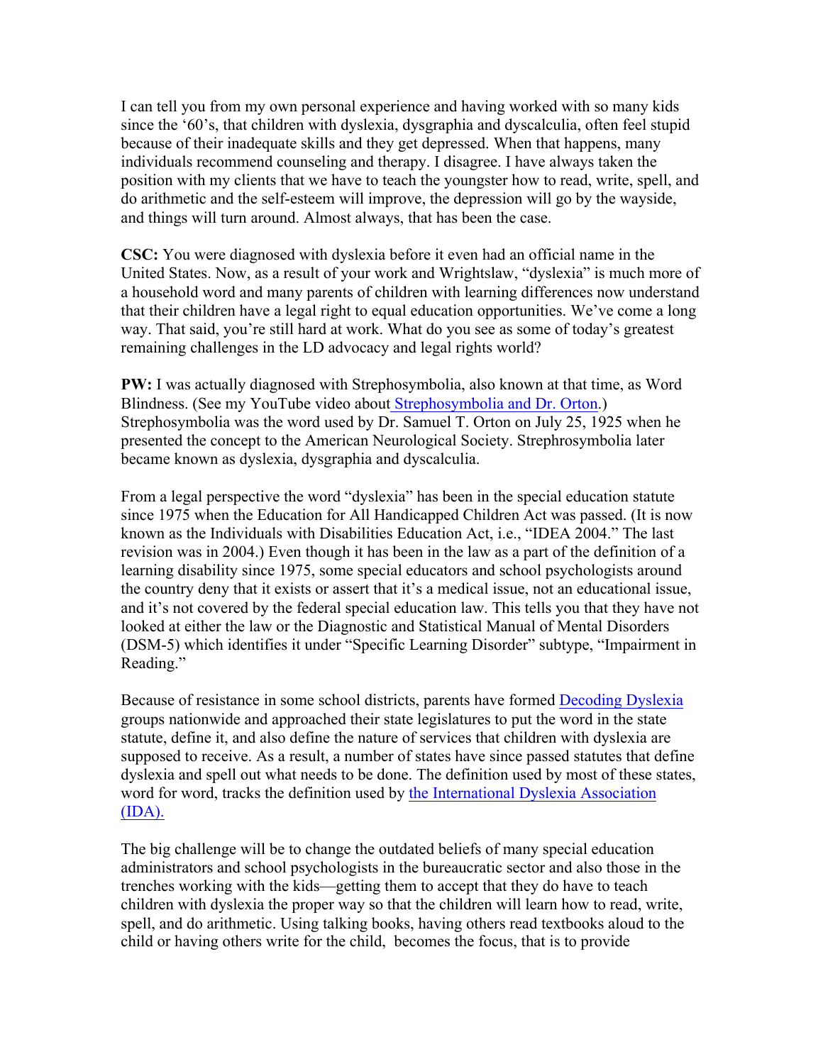I can tell you from my own personal experience and having worked with so many kids since the '60's, that children with dyslexia, dysgraphia and dyscalculia, often feel stupid because of their inadequate skills and they get depressed. When that happens, many individuals recommend counseling and therapy. I disagree. I have always taken the position with my clients that we have to teach the youngster how to read, write, spell, and do arithmetic and the self-esteem will improve, the depression will go by the wayside, and things will turn around. Almost always, that has been the case.

**CSC:** You were diagnosed with dyslexia before it even had an official name in the United States. Now, as a result of your work and Wrightslaw, "dyslexia" is much more of a household word and many parents of children with learning differences now understand that their children have a legal right to equal education opportunities. We've come a long way. That said, you're still hard at work. What do you see as some of today's greatest remaining challenges in the LD advocacy and legal rights world?

**PW:** I was actually diagnosed with Strephosymbolia, also known at that time, as Word Blindness. (See my YouTube video about Strephosymbolia and Dr. Orton.) Strephosymbolia was the word used by Dr. Samuel T. Orton on July 25, 1925 when he presented the concept to the American Neurological Society. Strephrosymbolia later became known as dyslexia, dysgraphia and dyscalculia.

From a legal perspective the word "dyslexia" has been in the special education statute since 1975 when the Education for All Handicapped Children Act was passed. (It is now known as the Individuals with Disabilities Education Act, i.e., "IDEA 2004." The last revision was in 2004.) Even though it has been in the law as a part of the definition of a learning disability since 1975, some special educators and school psychologists around the country deny that it exists or assert that it's a medical issue, not an educational issue, and it's not covered by the federal special education law. This tells you that they have not looked at either the law or the Diagnostic and Statistical Manual of Mental Disorders (DSM-5) which identifies it under "Specific Learning Disorder" subtype, "Impairment in Reading."

Because of resistance in some school districts, parents have formed Decoding Dyslexia groups nationwide and approached their state legislatures to put the word in the state statute, define it, and also define the nature of services that children with dyslexia are supposed to receive. As a result, a number of states have since passed statutes that define dyslexia and spell out what needs to be done. The definition used by most of these states, word for word, tracks the definition used by the International Dyslexia Association (IDA).

The big challenge will be to change the outdated beliefs of many special education administrators and school psychologists in the bureaucratic sector and also those in the trenches working with the kids—getting them to accept that they do have to teach children with dyslexia the proper way so that the children will learn how to read, write, spell, and do arithmetic. Using talking books, having others read textbooks aloud to the child or having others write for the child, becomes the focus, that is to provide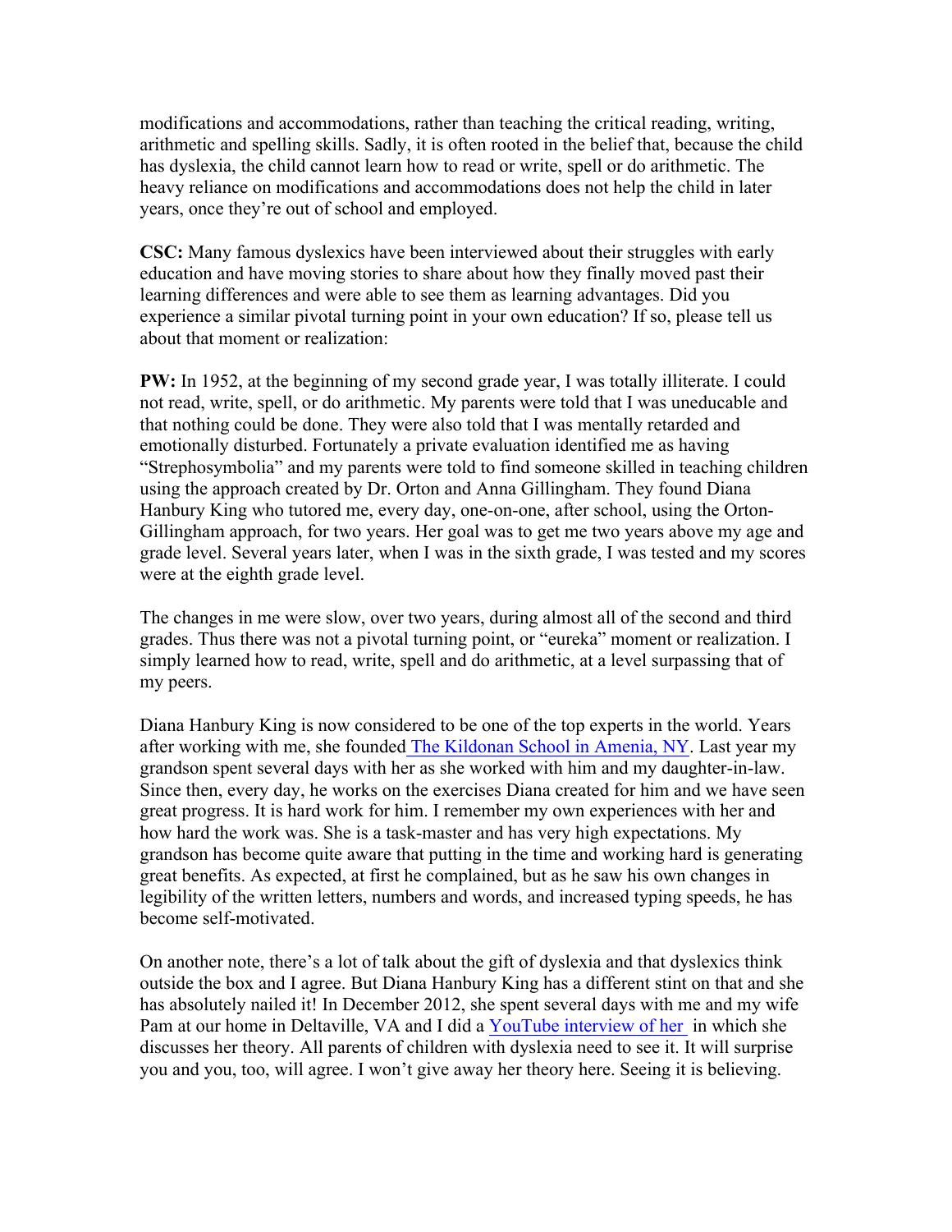modifications and accommodations, rather than teaching the critical reading, writing, arithmetic and spelling skills. Sadly, it is often rooted in the belief that, because the child has dyslexia, the child cannot learn how to read or write, spell or do arithmetic. The heavy reliance on modifications and accommodations does not help the child in later years, once they're out of school and employed.

**CSC:** Many famous dyslexics have been interviewed about their struggles with early education and have moving stories to share about how they finally moved past their learning differences and were able to see them as learning advantages. Did you experience a similar pivotal turning point in your own education? If so, please tell us about that moment or realization:

**PW:** In 1952, at the beginning of my second grade year, I was totally illiterate. I could not read, write, spell, or do arithmetic. My parents were told that I was uneducable and that nothing could be done. They were also told that I was mentally retarded and emotionally disturbed. Fortunately a private evaluation identified me as having "Strephosymbolia" and my parents were told to find someone skilled in teaching children using the approach created by Dr. Orton and Anna Gillingham. They found Diana Hanbury King who tutored me, every day, one-on-one, after school, using the Orton-Gillingham approach, for two years. Her goal was to get me two years above my age and grade level. Several years later, when I was in the sixth grade, I was tested and my scores were at the eighth grade level.

The changes in me were slow, over two years, during almost all of the second and third grades. Thus there was not a pivotal turning point, or "eureka" moment or realization. I simply learned how to read, write, spell and do arithmetic, at a level surpassing that of my peers.

Diana Hanbury King is now considered to be one of the top experts in the world. Years after working with me, she founded [The Kildonan School in Amenia, NY](). Last year my grandson spent several days with her as she worked with him and my daughter-in-law. Since then, every day, he works on the exercises Diana created for him and we have seen great progress. It is hard work for him. I remember my own experiences with her and how hard the work was. She is a task-master and has very high expectations. My grandson has become quite aware that putting in the time and working hard is generating great benefits. As expected, at first he complained, but as he saw his own changes in legibility of the written letters, numbers and words, and increased typing speeds, he has become self-motivated.

On another note, there's a lot of talk about the gift of dyslexia and that dyslexics think outside the box and I agree. But Diana Hanbury King has a different stint on that and she has absolutely nailed it! In December 2012, she spent several days with me and my wife Pam at our home in Deltaville, VA and I did a [YouTube interview of her]() in which she discusses her theory. All parents of children with dyslexia need to see it. It will surprise you and you, too, will agree. I won't give away her theory here. Seeing it is believing.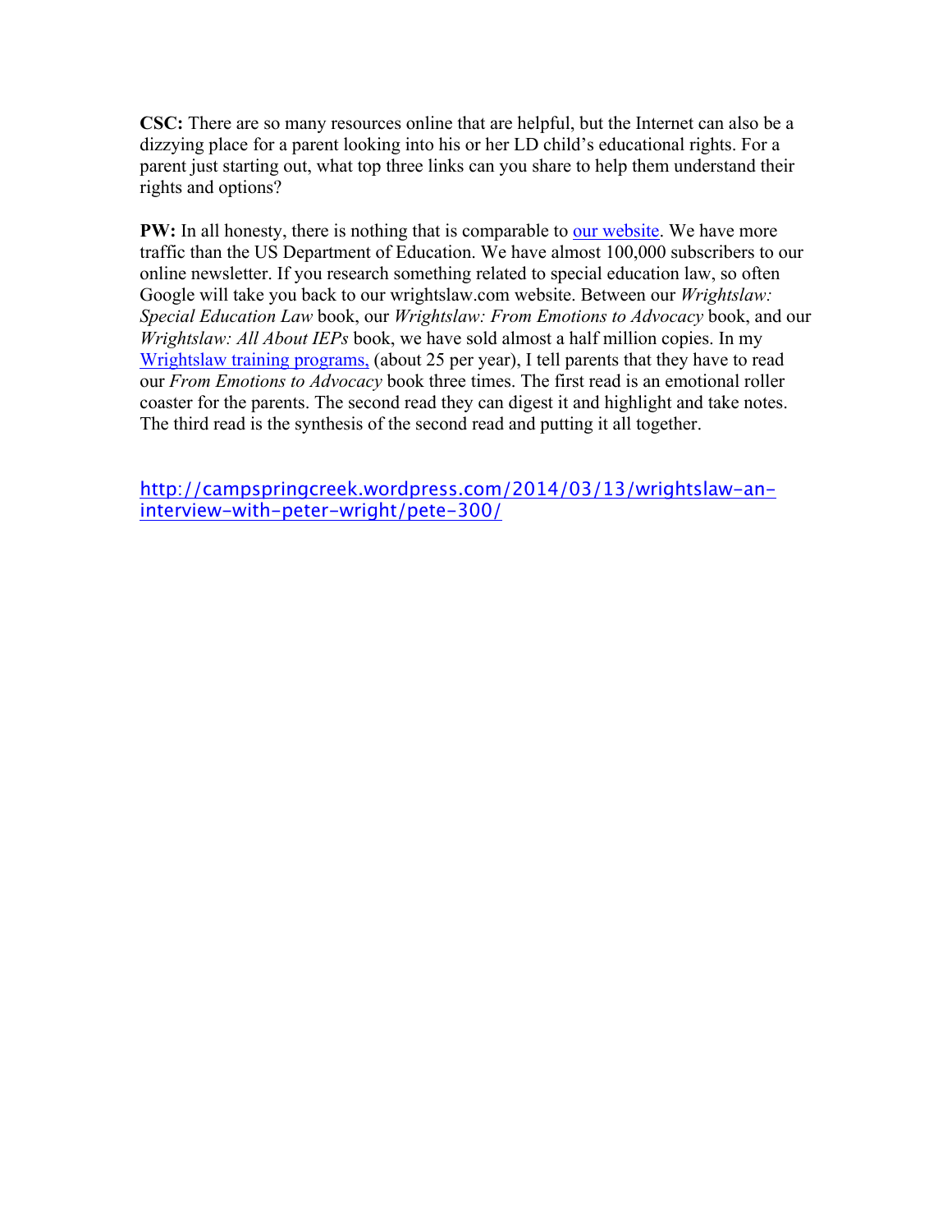**CSC:** There are so many resources online that are helpful, but the Internet can also be a dizzying place for a parent looking into his or her LD child's educational rights. For a parent just starting out, what top three links can you share to help them understand their rights and options?

**PW:** In all honesty, there is nothing that is comparable to our website. We have more traffic than the US Department of Education. We have almost 100,000 subscribers to our online newsletter. If you research something related to special education law, so often Google will take you back to our wrightslaw.com website. Between our *Wrightslaw: Special Education Law* book, our *Wrightslaw: From Emotions to Advocacy* book, and our *Wrightslaw: All About IEPs* book, we have sold almost a half million copies. In my Wrightslaw training programs, (about 25 per year), I tell parents that they have to read our *From Emotions to Advocacy* book three times. The first read is an emotional roller coaster for the parents. The second read they can digest it and highlight and take notes. The third read is the synthesis of the second read and putting it all together.

http://campspringcreek.wordpress.com/2014/03/13/wrightslaw-an-interview-with-peter-wright/pete-300/